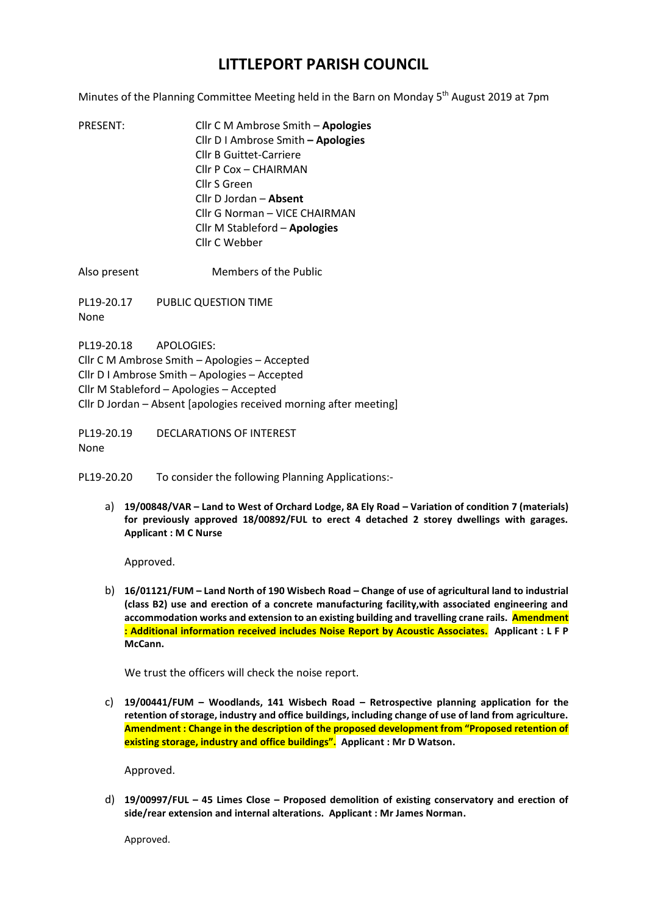# LITTLEPORT PARISH COUNCIL

Minutes of the Planning Committee Meeting held in the Barn on Monday 5th August 2019 at 7pm

PRESENT:
Cllr C M Ambrose Smith – **Apologies**
Cllr D I Ambrose Smith **– Apologies**
Cllr B Guittet-Carriere
Cllr P Cox – CHAIRMAN
Cllr S Green
Cllr D Jordan – **Absent**
Cllr G Norman – VICE CHAIRMAN
Cllr M Stableford – **Apologies**
Cllr C Webber

Also present Members of the Public

PL19-20.17 PUBLIC QUESTION TIME
None

PL19-20.18 APOLOGIES:
Cllr C M Ambrose Smith – Apologies – Accepted
Cllr D I Ambrose Smith – Apologies – Accepted
Cllr M Stableford – Apologies – Accepted
Cllr D Jordan – Absent [apologies received morning after meeting]

PL19-20.19 DECLARATIONS OF INTEREST
None

PL19-20.20 To consider the following Planning Applications:-

a) **19/00848/VAR – Land to West of Orchard Lodge, 8A Ely Road – Variation of condition 7 (materials) for previously approved 18/00892/FUL to erect 4 detached 2 storey dwellings with garages. Applicant : M C Nurse**

   Approved.

b) **16/01121/FUM – Land North of 190 Wisbech Road – Change of use of agricultural land to industrial (class B2) use and erection of a concrete manufacturing facility,with associated engineering and accommodation works and extension to an existing building and travelling crane rails. Amendment : Additional information received includes Noise Report by Acoustic Associates. Applicant : L F P McCann.**

   We trust the officers will check the noise report.

c) **19/00441/FUM – Woodlands, 141 Wisbech Road – Retrospective planning application for the retention of storage, industry and office buildings, including change of use of land from agriculture. Amendment : Change in the description of the proposed development from "Proposed retention of existing storage, industry and office buildings". Applicant : Mr D Watson.**

   Approved.

d) **19/00997/FUL – 45 Limes Close – Proposed demolition of existing conservatory and erection of side/rear extension and internal alterations. Applicant : Mr James Norman.**

   Approved.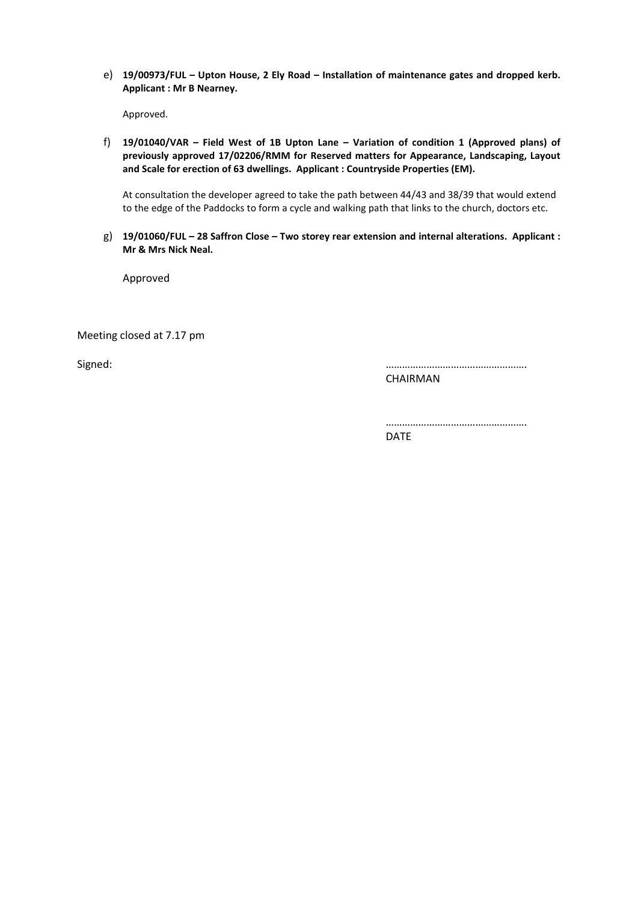e) **19/00973/FUL – Upton House, 2 Ely Road – Installation of maintenance gates and dropped kerb. Applicant : Mr B Nearney.**

   Approved.

f) **19/01040/VAR – Field West of 1B Upton Lane – Variation of condition 1 (Approved plans) of previously approved 17/02206/RMM for Reserved matters for Appearance, Landscaping, Layout and Scale for erection of 63 dwellings. Applicant : Countryside Properties (EM).**

   At consultation the developer agreed to take the path between 44/43 and 38/39 that would extend to the edge of the Paddocks to form a cycle and walking path that links to the church, doctors etc.

g) **19/01060/FUL – 28 Saffron Close – Two storey rear extension and internal alterations. Applicant : Mr & Mrs Nick Neal.**

   Approved

Meeting closed at 7.17 pm

Signed: …………………………………………….
CHAIRMAN

…………………………………………….
DATE